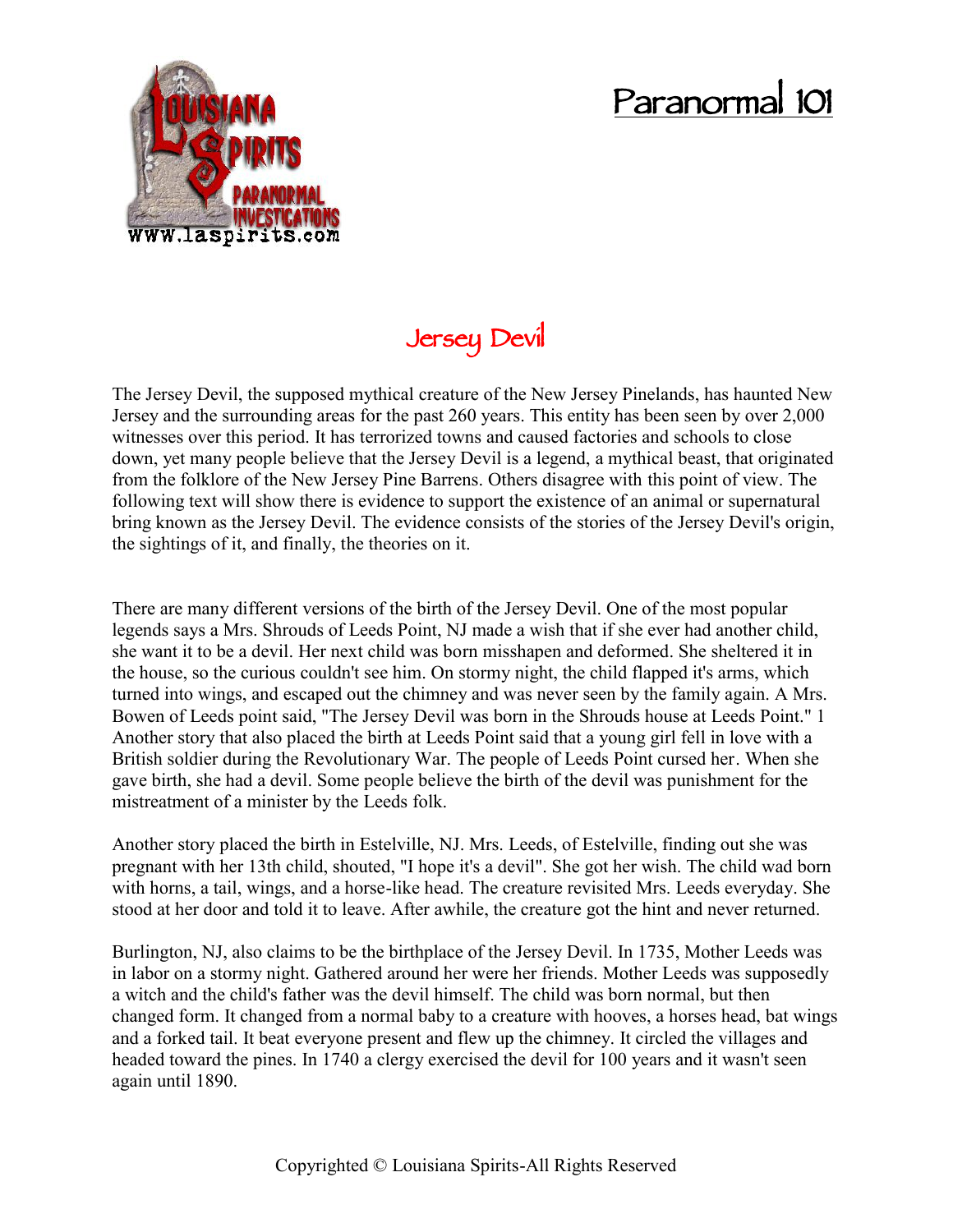# Paranormal 101

## Jersey Devil

The Jersey Devil, the supposed mythical creature of the New Jersey Pinelands, has haunted New Jersey and the surrounding areas for the past 260 years. This entity has been seen by over 2,000 witnesses over this period. It has terrorized towns and caused factories and schools to close down, yet many people believe that the Jersey Devil is a legend, a mythical beast, that originated from the folklore of the New Jersey Pine Barrens. Others disagree with this point of view. The following text will show there is evidence to support the existence of an animal or supernatural bring known as the Jersey Devil. The evidence consists of the stories of the Jersey Devil's origin, the sightings of it, and finally, the theories on it.

There are many different versions of the birth of the Jersey Devil. One of the most popular legends says a Mrs. Shrouds of Leeds Point, NJ made a wish that if she ever had another child, she want it to be a devil. Her next child was born misshapen and deformed. She sheltered it in the house, so the curious couldn't see him. On stormy night, the child flapped it's arms, which turned into wings, and escaped out the chimney and was never seen by the family again. A Mrs. Bowen of Leeds point said, "The Jersey Devil was born in the Shrouds house at Leeds Point." 1 Another story that also placed the birth at Leeds Point said that a young girl fell in love with a British soldier during the Revolutionary War. The people of Leeds Point cursed her. When she gave birth, she had a devil. Some people believe the birth of the devil was punishment for the mistreatment of a minister by the Leeds folk.

Another story placed the birth in Estelville, NJ. Mrs. Leeds, of Estelville, finding out she was pregnant with her 13th child, shouted, "I hope it's a devil". She got her wish. The child wad born with horns, a tail, wings, and a horse-like head. The creature revisited Mrs. Leeds everyday. She stood at her door and told it to leave. After awhile, the creature got the hint and never returned.

Burlington, NJ, also claims to be the birthplace of the Jersey Devil. In 1735, Mother Leeds was in labor on a stormy night. Gathered around her were her friends. Mother Leeds was supposedly a witch and the child's father was the devil himself. The child was born normal, but then changed form. It changed from a normal baby to a creature with hooves, a horses head, bat wings and a forked tail. It beat everyone present and flew up the chimney. It circled the villages and headed toward the pines. In 1740 a clergy exercised the devil for 100 years and it wasn't seen again until 1890.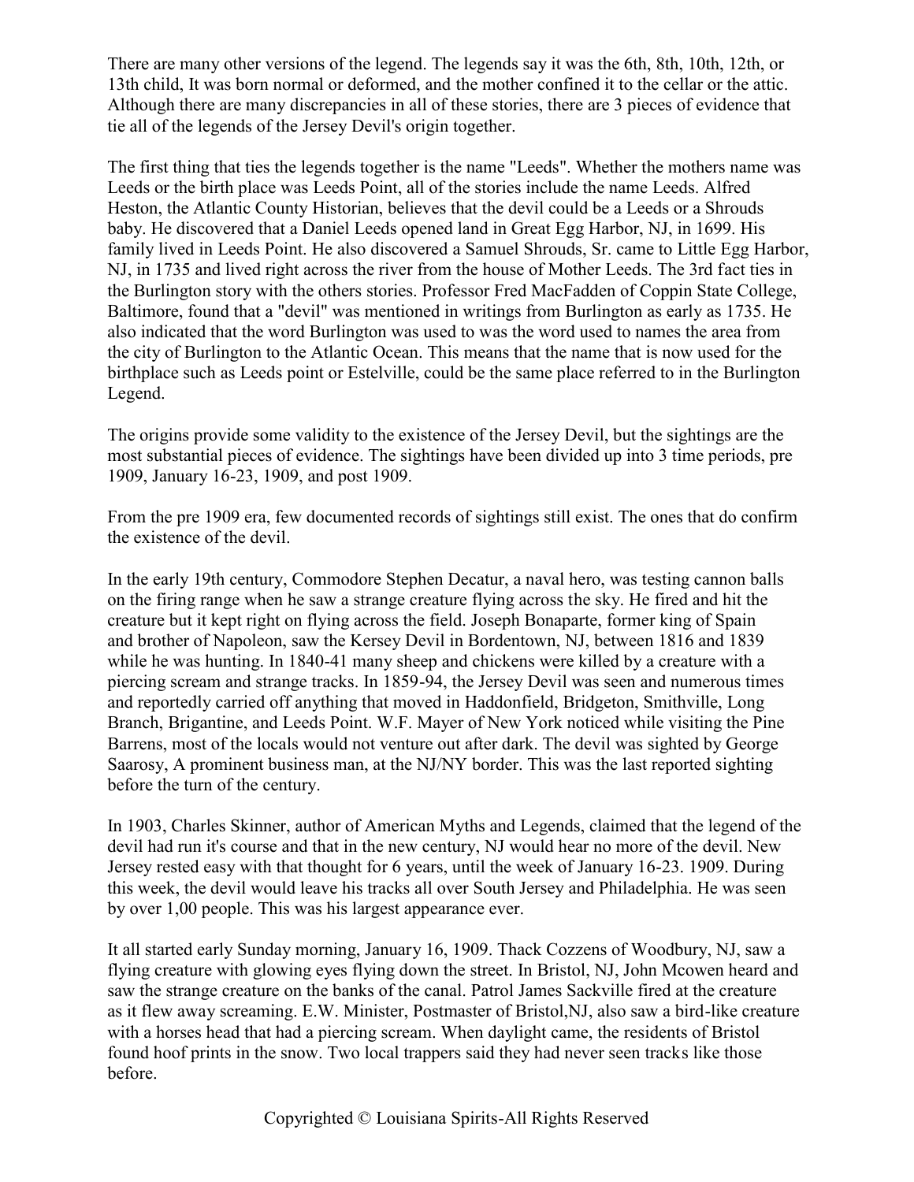There are many other versions of the legend. The legends say it was the 6th, 8th, 10th, 12th, or 13th child, It was born normal or deformed, and the mother confined it to the cellar or the attic. Although there are many discrepancies in all of these stories, there are 3 pieces of evidence that tie all of the legends of the Jersey Devil's origin together.

The first thing that ties the legends together is the name "Leeds". Whether the mothers name was Leeds or the birth place was Leeds Point, all of the stories include the name Leeds. Alfred Heston, the Atlantic County Historian, believes that the devil could be a Leeds or a Shrouds baby. He discovered that a Daniel Leeds opened land in Great Egg Harbor, NJ, in 1699. His family lived in Leeds Point. He also discovered a Samuel Shrouds, Sr. came to Little Egg Harbor, NJ, in 1735 and lived right across the river from the house of Mother Leeds. The 3rd fact ties in the Burlington story with the others stories. Professor Fred MacFadden of Coppin State College, Baltimore, found that a "devil" was mentioned in writings from Burlington as early as 1735. He also indicated that the word Burlington was used to was the word used to names the area from the city of Burlington to the Atlantic Ocean. This means that the name that is now used for the birthplace such as Leeds point or Estelville, could be the same place referred to in the Burlington Legend.

The origins provide some validity to the existence of the Jersey Devil, but the sightings are the most substantial pieces of evidence. The sightings have been divided up into 3 time periods, pre 1909, January 16-23, 1909, and post 1909.

From the pre 1909 era, few documented records of sightings still exist. The ones that do confirm the existence of the devil.

In the early 19th century, Commodore Stephen Decatur, a naval hero, was testing cannon balls on the firing range when he saw a strange creature flying across the sky. He fired and hit the creature but it kept right on flying across the field. Joseph Bonaparte, former king of Spain and brother of Napoleon, saw the Kersey Devil in Bordentown, NJ, between 1816 and 1839 while he was hunting. In 1840-41 many sheep and chickens were killed by a creature with a piercing scream and strange tracks. In 1859-94, the Jersey Devil was seen and numerous times and reportedly carried off anything that moved in Haddonfield, Bridgeton, Smithville, Long Branch, Brigantine, and Leeds Point. W.F. Mayer of New York noticed while visiting the Pine Barrens, most of the locals would not venture out after dark. The devil was sighted by George Saarosy, A prominent business man, at the NJ/NY border. This was the last reported sighting before the turn of the century.

In 1903, Charles Skinner, author of American Myths and Legends, claimed that the legend of the devil had run it's course and that in the new century, NJ would hear no more of the devil. New Jersey rested easy with that thought for 6 years, until the week of January 16-23. 1909. During this week, the devil would leave his tracks all over South Jersey and Philadelphia. He was seen by over 1,00 people. This was his largest appearance ever.

It all started early Sunday morning, January 16, 1909. Thack Cozzens of Woodbury, NJ, saw a flying creature with glowing eyes flying down the street. In Bristol, NJ, John Mcowen heard and saw the strange creature on the banks of the canal. Patrol James Sackville fired at the creature as it flew away screaming. E.W. Minister, Postmaster of Bristol,NJ, also saw a bird-like creature with a horses head that had a piercing scream. When daylight came, the residents of Bristol found hoof prints in the snow. Two local trappers said they had never seen tracks like those before.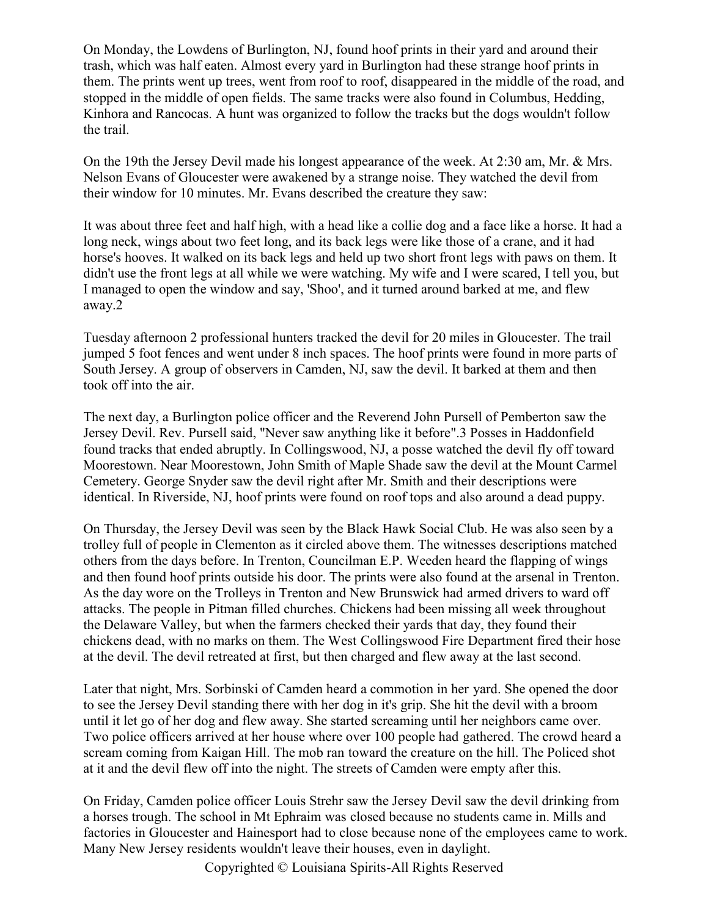On Monday, the Lowdens of Burlington, NJ, found hoof prints in their yard and around their trash, which was half eaten. Almost every yard in Burlington had these strange hoof prints in them. The prints went up trees, went from roof to roof, disappeared in the middle of the road, and stopped in the middle of open fields. The same tracks were also found in Columbus, Hedding, Kinhora and Rancocas. A hunt was organized to follow the tracks but the dogs wouldn't follow the trail.

On the 19th the Jersey Devil made his longest appearance of the week. At 2:30 am, Mr. & Mrs. Nelson Evans of Gloucester were awakened by a strange noise. They watched the devil from their window for 10 minutes. Mr. Evans described the creature they saw:

It was about three feet and half high, with a head like a collie dog and a face like a horse. It had a long neck, wings about two feet long, and its back legs were like those of a crane, and it had horse's hooves. It walked on its back legs and held up two short front legs with paws on them. It didn't use the front legs at all while we were watching. My wife and I were scared, I tell you, but I managed to open the window and say, 'Shoo', and it turned around barked at me, and flew away.[2]

Tuesday afternoon 2 professional hunters tracked the devil for 20 miles in Gloucester. The trail jumped 5 foot fences and went under 8 inch spaces. The hoof prints were found in more parts of South Jersey. A group of observers in Camden, NJ, saw the devil. It barked at them and then took off into the air.

The next day, a Burlington police officer and the Reverend John Pursell of Pemberton saw the Jersey Devil. Rev. Pursell said, "Never saw anything like it before".[3] Posses in Haddonfield found tracks that ended abruptly. In Collingswood, NJ, a posse watched the devil fly off toward Moorestown. Near Moorestown, John Smith of Maple Shade saw the devil at the Mount Carmel Cemetery. George Snyder saw the devil right after Mr. Smith and their descriptions were identical. In Riverside, NJ, hoof prints were found on roof tops and also around a dead puppy.

On Thursday, the Jersey Devil was seen by the Black Hawk Social Club. He was also seen by a trolley full of people in Clementon as it circled above them. The witnesses descriptions matched others from the days before. In Trenton, Councilman E.P. Weeden heard the flapping of wings and then found hoof prints outside his door. The prints were also found at the arsenal in Trenton. As the day wore on the Trolleys in Trenton and New Brunswick had armed drivers to ward off attacks. The people in Pitman filled churches. Chickens had been missing all week throughout the Delaware Valley, but when the farmers checked their yards that day, they found their chickens dead, with no marks on them. The West Collingswood Fire Department fired their hose at the devil. The devil retreated at first, but then charged and flew away at the last second.

Later that night, Mrs. Sorbinski of Camden heard a commotion in her yard. She opened the door to see the Jersey Devil standing there with her dog in it's grip. She hit the devil with a broom until it let go of her dog and flew away. She started screaming until her neighbors came over. Two police officers arrived at her house where over 100 people had gathered. The crowd heard a scream coming from Kaigan Hill. The mob ran toward the creature on the hill. The Policed shot at it and the devil flew off into the night. The streets of Camden were empty after this.

On Friday, Camden police officer Louis Strehr saw the Jersey Devil saw the devil drinking from a horses trough. The school in Mt Ephraim was closed because no students came in. Mills and factories in Gloucester and Hainesport had to close because none of the employees came to work. Many New Jersey residents wouldn't leave their houses, even in daylight.

Copyrighted © Louisiana Spirits-All Rights Reserved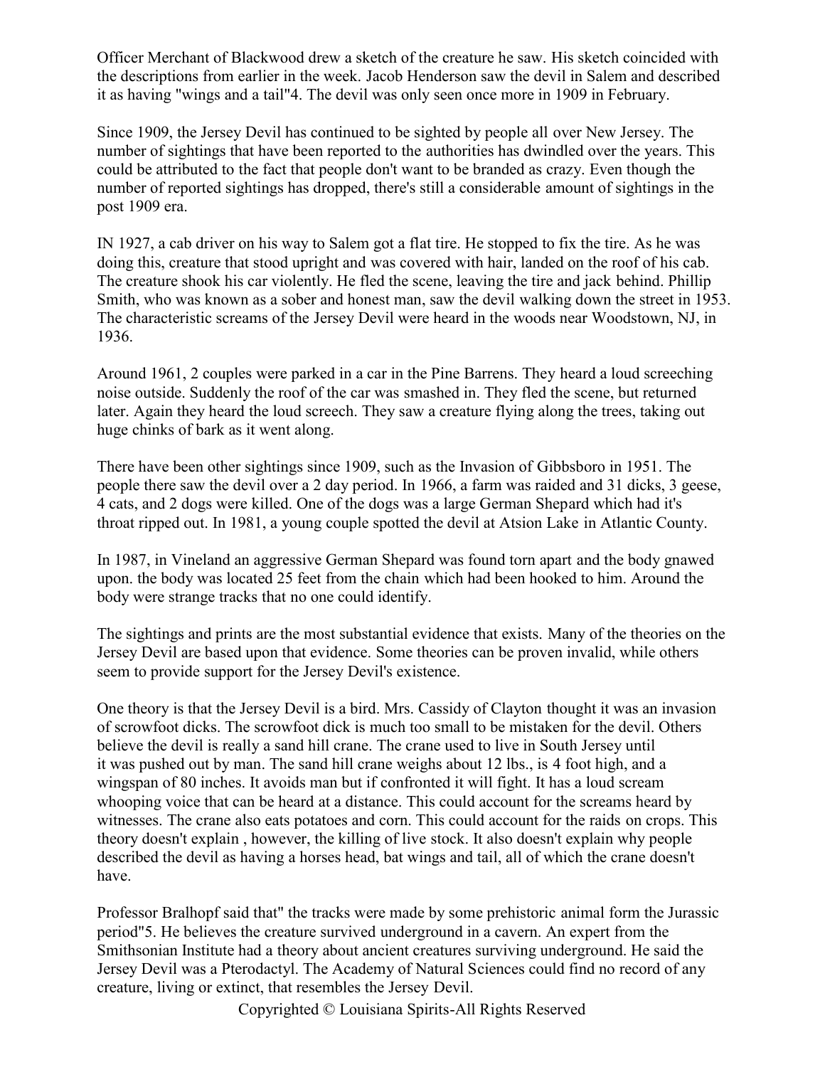Officer Merchant of Blackwood drew a sketch of the creature he saw. His sketch coincided with the descriptions from earlier in the week. Jacob Henderson saw the devil in Salem and described it as having "wings and a tail"4. The devil was only seen once more in 1909 in February.

Since 1909, the Jersey Devil has continued to be sighted by people all over New Jersey. The number of sightings that have been reported to the authorities has dwindled over the years. This could be attributed to the fact that people don't want to be branded as crazy. Even though the number of reported sightings has dropped, there's still a considerable amount of sightings in the post 1909 era.

IN 1927, a cab driver on his way to Salem got a flat tire. He stopped to fix the tire. As he was doing this, creature that stood upright and was covered with hair, landed on the roof of his cab. The creature shook his car violently. He fled the scene, leaving the tire and jack behind. Phillip Smith, who was known as a sober and honest man, saw the devil walking down the street in 1953. The characteristic screams of the Jersey Devil were heard in the woods near Woodstown, NJ, in 1936.

Around 1961, 2 couples were parked in a car in the Pine Barrens. They heard a loud screeching noise outside. Suddenly the roof of the car was smashed in. They fled the scene, but returned later. Again they heard the loud screech. They saw a creature flying along the trees, taking out huge chinks of bark as it went along.

There have been other sightings since 1909, such as the Invasion of Gibbsboro in 1951. The people there saw the devil over a 2 day period. In 1966, a farm was raided and 31 dicks, 3 geese, 4 cats, and 2 dogs were killed. One of the dogs was a large German Shepard which had it's throat ripped out. In 1981, a young couple spotted the devil at Atsion Lake in Atlantic County.

In 1987, in Vineland an aggressive German Shepard was found torn apart and the body gnawed upon. the body was located 25 feet from the chain which had been hooked to him. Around the body were strange tracks that no one could identify.

The sightings and prints are the most substantial evidence that exists. Many of the theories on the Jersey Devil are based upon that evidence. Some theories can be proven invalid, while others seem to provide support for the Jersey Devil's existence.

One theory is that the Jersey Devil is a bird. Mrs. Cassidy of Clayton thought it was an invasion of scrowfoot dicks. The scrowfoot dick is much too small to be mistaken for the devil. Others believe the devil is really a sand hill crane. The crane used to live in South Jersey until it was pushed out by man. The sand hill crane weighs about 12 lbs., is 4 foot high, and a wingspan of 80 inches. It avoids man but if confronted it will fight. It has a loud scream whooping voice that can be heard at a distance. This could account for the screams heard by witnesses. The crane also eats potatoes and corn. This could account for the raids on crops. This theory doesn't explain , however, the killing of live stock. It also doesn't explain why people described the devil as having a horses head, bat wings and tail, all of which the crane doesn't have.

Professor Bralhopf said that" the tracks were made by some prehistoric animal form the Jurassic period"5. He believes the creature survived underground in a cavern. An expert from the Smithsonian Institute had a theory about ancient creatures surviving underground. He said the Jersey Devil was a Pterodactyl. The Academy of Natural Sciences could find no record of any creature, living or extinct, that resembles the Jersey Devil.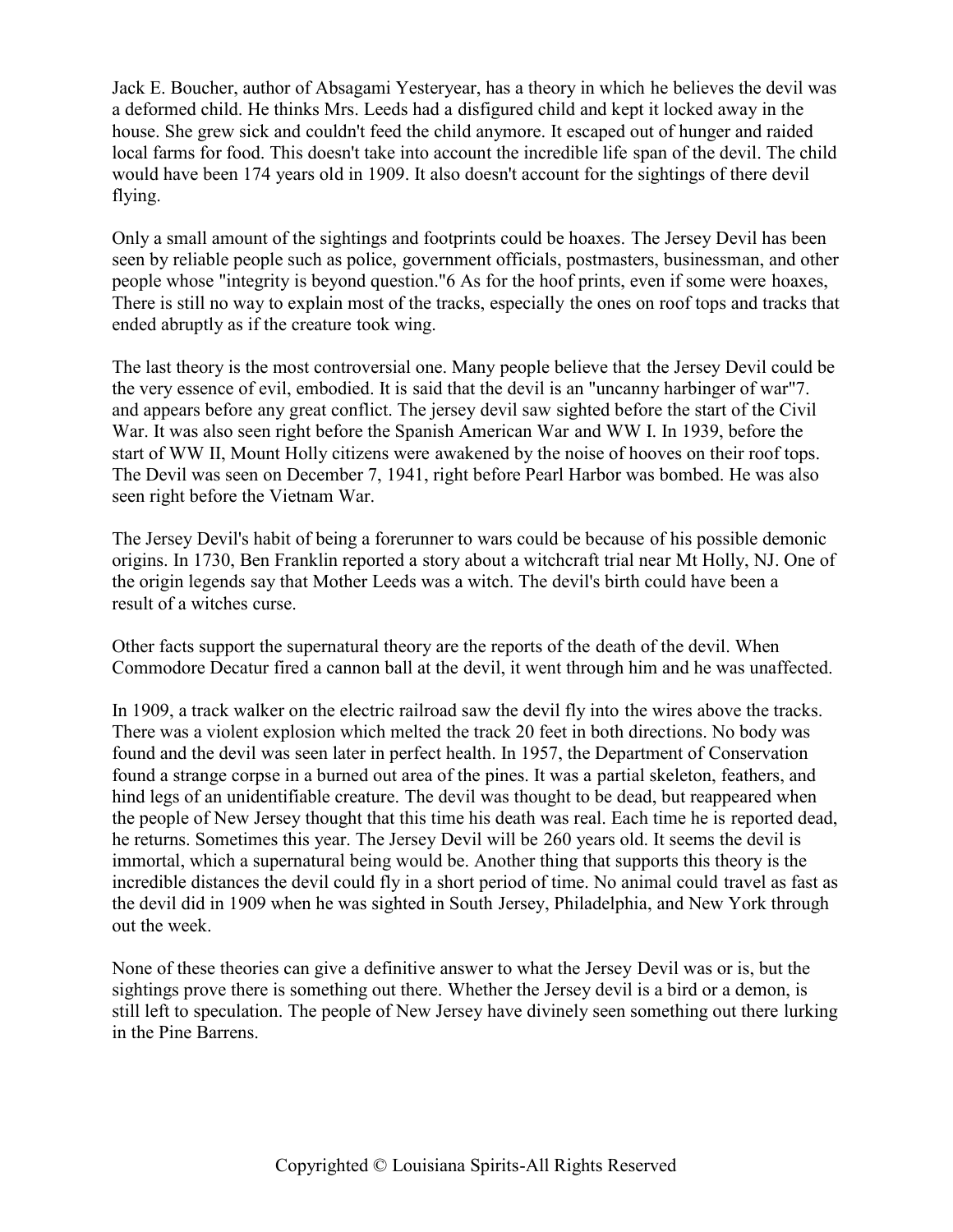Jack E. Boucher, author of Absagami Yesteryear, has a theory in which he believes the devil was a deformed child. He thinks Mrs. Leeds had a disfigured child and kept it locked away in the house. She grew sick and couldn't feed the child anymore. It escaped out of hunger and raided local farms for food. This doesn't take into account the incredible life span of the devil. The child would have been 174 years old in 1909. It also doesn't account for the sightings of there devil flying.

Only a small amount of the sightings and footprints could be hoaxes. The Jersey Devil has been seen by reliable people such as police, government officials, postmasters, businessman, and other people whose "integrity is beyond question."6 As for the hoof prints, even if some were hoaxes, There is still no way to explain most of the tracks, especially the ones on roof tops and tracks that ended abruptly as if the creature took wing.

The last theory is the most controversial one. Many people believe that the Jersey Devil could be the very essence of evil, embodied. It is said that the devil is an "uncanny harbinger of war"7. and appears before any great conflict. The jersey devil saw sighted before the start of the Civil War. It was also seen right before the Spanish American War and WW I. In 1939, before the start of WW II, Mount Holly citizens were awakened by the noise of hooves on their roof tops. The Devil was seen on December 7, 1941, right before Pearl Harbor was bombed. He was also seen right before the Vietnam War.

The Jersey Devil's habit of being a forerunner to wars could be because of his possible demonic origins. In 1730, Ben Franklin reported a story about a witchcraft trial near Mt Holly, NJ. One of the origin legends say that Mother Leeds was a witch. The devil's birth could have been a result of a witches curse.

Other facts support the supernatural theory are the reports of the death of the devil. When Commodore Decatur fired a cannon ball at the devil, it went through him and he was unaffected.

In 1909, a track walker on the electric railroad saw the devil fly into the wires above the tracks. There was a violent explosion which melted the track 20 feet in both directions. No body was found and the devil was seen later in perfect health. In 1957, the Department of Conservation found a strange corpse in a burned out area of the pines. It was a partial skeleton, feathers, and hind legs of an unidentifiable creature. The devil was thought to be dead, but reappeared when the people of New Jersey thought that this time his death was real. Each time he is reported dead, he returns. Sometimes this year. The Jersey Devil will be 260 years old. It seems the devil is immortal, which a supernatural being would be. Another thing that supports this theory is the incredible distances the devil could fly in a short period of time. No animal could travel as fast as the devil did in 1909 when he was sighted in South Jersey, Philadelphia, and New York through out the week.

None of these theories can give a definitive answer to what the Jersey Devil was or is, but the sightings prove there is something out there. Whether the Jersey devil is a bird or a demon, is still left to speculation. The people of New Jersey have divinely seen something out there lurking in the Pine Barrens.

Copyrighted © Louisiana Spirits-All Rights Reserved